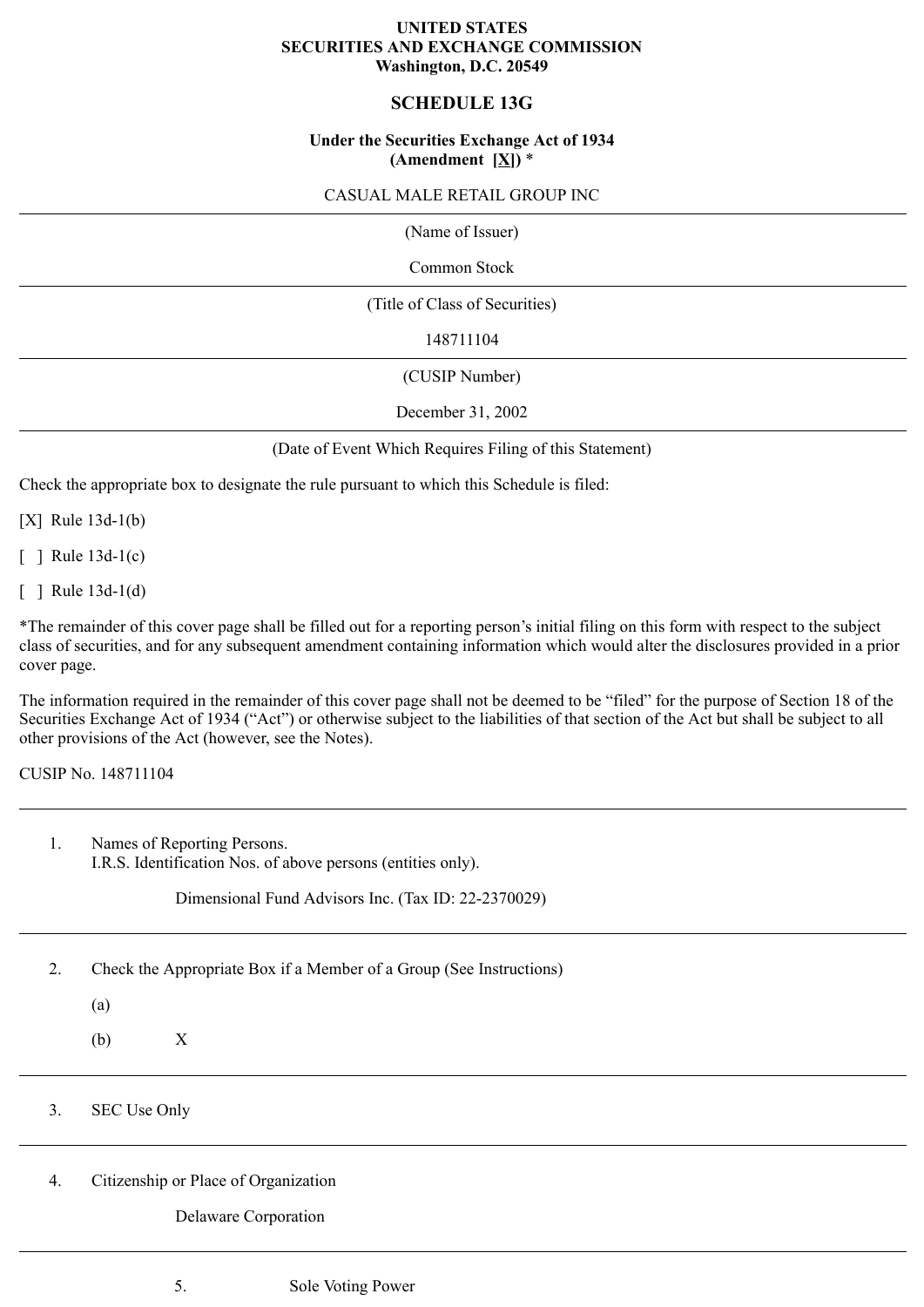**UNITED STATES**
**SECURITIES AND EXCHANGE COMMISSION**
**Washington, D.C. 20549**

# SCHEDULE 13G

**Under the Securities Exchange Act of 1934**
**(Amendment [X]) ***

CASUAL MALE RETAIL GROUP INC

---

(Name of Issuer)

Common Stock

---

(Title of Class of Securities)

148711104

---

(CUSIP Number)

December 31, 2002

---

(Date of Event Which Requires Filing of this Statement)

Check the appropriate box to designate the rule pursuant to which this Schedule is filed:

[X] Rule 13d-1(b)

[ ] Rule 13d-1(c)

[ ] Rule 13d-1(d)

*The remainder of this cover page shall be filled out for a reporting person's initial filing on this form with respect to the subject class of securities, and for any subsequent amendment containing information which would alter the disclosures provided in a prior cover page.

The information required in the remainder of this cover page shall not be deemed to be "filed" for the purpose of Section 18 of the Securities Exchange Act of 1934 ("Act") or otherwise subject to the liabilities of that section of the Act but shall be subject to all other provisions of the Act (however, see the Notes).

CUSIP No. 148711104

---

1. Names of Reporting Persons.
   I.R.S. Identification Nos. of above persons (entities only).

   Dimensional Fund Advisors Inc. (Tax ID: 22-2370029)

---

2. Check the Appropriate Box if a Member of a Group (See Instructions)

   (a)

   (b) X

---

3. SEC Use Only

---

4. Citizenship or Place of Organization

   Delaware Corporation

---

5. Sole Voting Power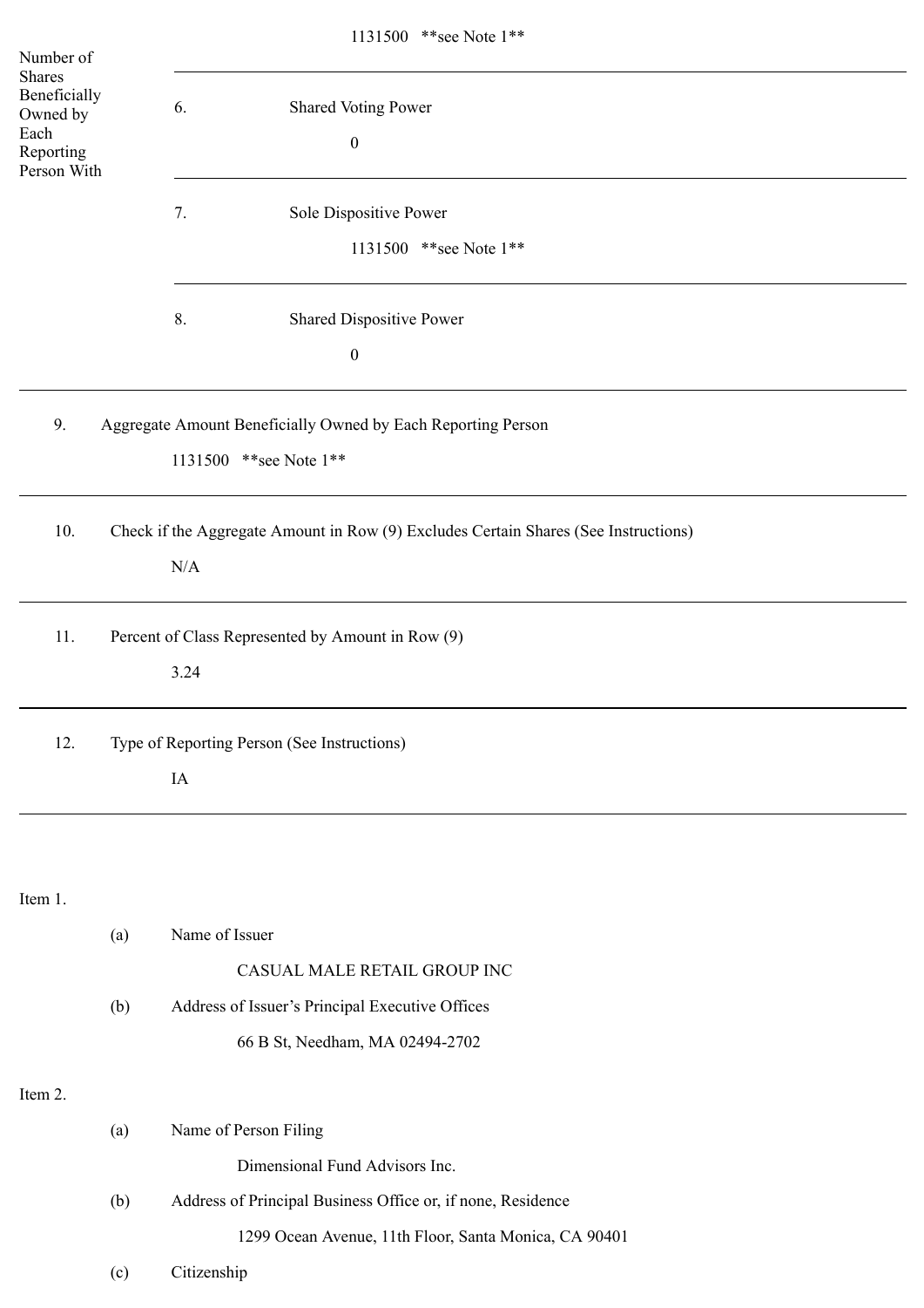| Number of Shares Beneficially Owned by Each Reporting Person With | | 1131500 **see Note 1** |
|---|---|---|
| | 6. | Shared Voting Power<br>0 |
| | 7. | Sole Dispositive Power<br>1131500 **see Note 1** |
| | 8. | Shared Dispositive Power<br>0 |

9. Aggregate Amount Beneficially Owned by Each Reporting Person

   1131500 **see Note 1**

10. Check if the Aggregate Amount in Row (9) Excludes Certain Shares (See Instructions)

    N/A

11. Percent of Class Represented by Amount in Row (9)

    3.24

12. Type of Reporting Person (See Instructions)

    IA

Item 1.

(a) Name of Issuer

CASUAL MALE RETAIL GROUP INC

(b) Address of Issuer's Principal Executive Offices

66 B St, Needham, MA 02494-2702

Item 2.

(a) Name of Person Filing

Dimensional Fund Advisors Inc.

(b) Address of Principal Business Office or, if none, Residence

1299 Ocean Avenue, 11th Floor, Santa Monica, CA 90401

(c) Citizenship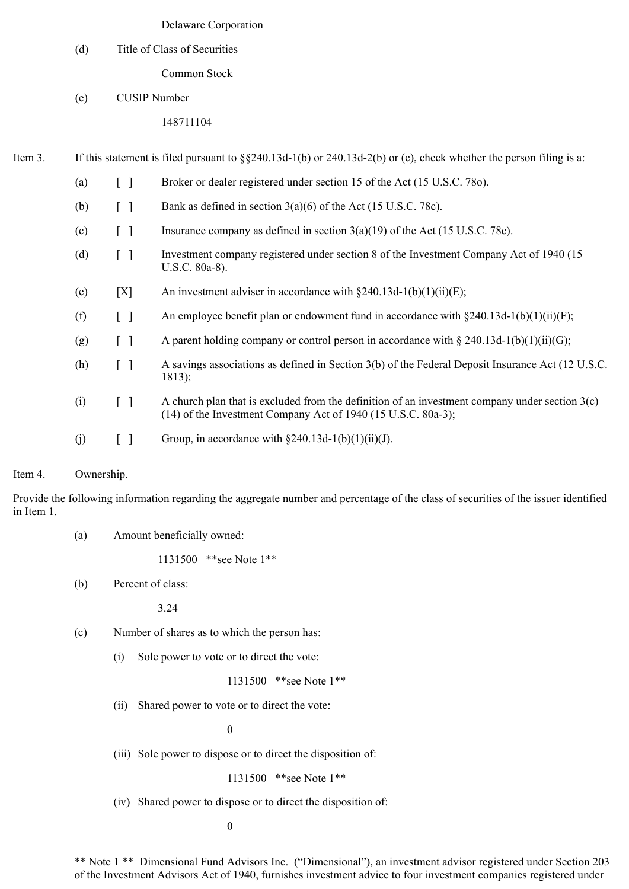Delaware Corporation

(d) Title of Class of Securities

Common Stock

(e) CUSIP Number

148711104

Item 3. If this statement is filed pursuant to §§240.13d-1(b) or 240.13d-2(b) or (c), check whether the person filing is a:

(a) [ ] Broker or dealer registered under section 15 of the Act (15 U.S.C. 78o).

(b) [ ] Bank as defined in section 3(a)(6) of the Act (15 U.S.C. 78c).

(c) [ ] Insurance company as defined in section 3(a)(19) of the Act (15 U.S.C. 78c).

(d) [ ] Investment company registered under section 8 of the Investment Company Act of 1940 (15 U.S.C. 80a-8).

(e) [X] An investment adviser in accordance with §240.13d-1(b)(1)(ii)(E);

(f) [ ] An employee benefit plan or endowment fund in accordance with §240.13d-1(b)(1)(ii)(F);

(g) [ ] A parent holding company or control person in accordance with § 240.13d-1(b)(1)(ii)(G);

(h) [ ] A savings associations as defined in Section 3(b) of the Federal Deposit Insurance Act (12 U.S.C. 1813);

(i) [ ] A church plan that is excluded from the definition of an investment company under section 3(c)(14) of the Investment Company Act of 1940 (15 U.S.C. 80a-3);

(j) [ ] Group, in accordance with §240.13d-1(b)(1)(ii)(J).

Item 4. Ownership.

Provide the following information regarding the aggregate number and percentage of the class of securities of the issuer identified in Item 1.

(a) Amount beneficially owned:

1131500 **see Note 1**

(b) Percent of class:

3.24

(c) Number of shares as to which the person has:

(i) Sole power to vote or to direct the vote:

1131500 **see Note 1**

(ii) Shared power to vote or to direct the vote:

0

(iii) Sole power to dispose or to direct the disposition of:

1131500 **see Note 1**

(iv) Shared power to dispose or to direct the disposition of:

0

** Note 1 ** Dimensional Fund Advisors Inc. ("Dimensional"), an investment advisor registered under Section 203 of the Investment Advisors Act of 1940, furnishes investment advice to four investment companies registered under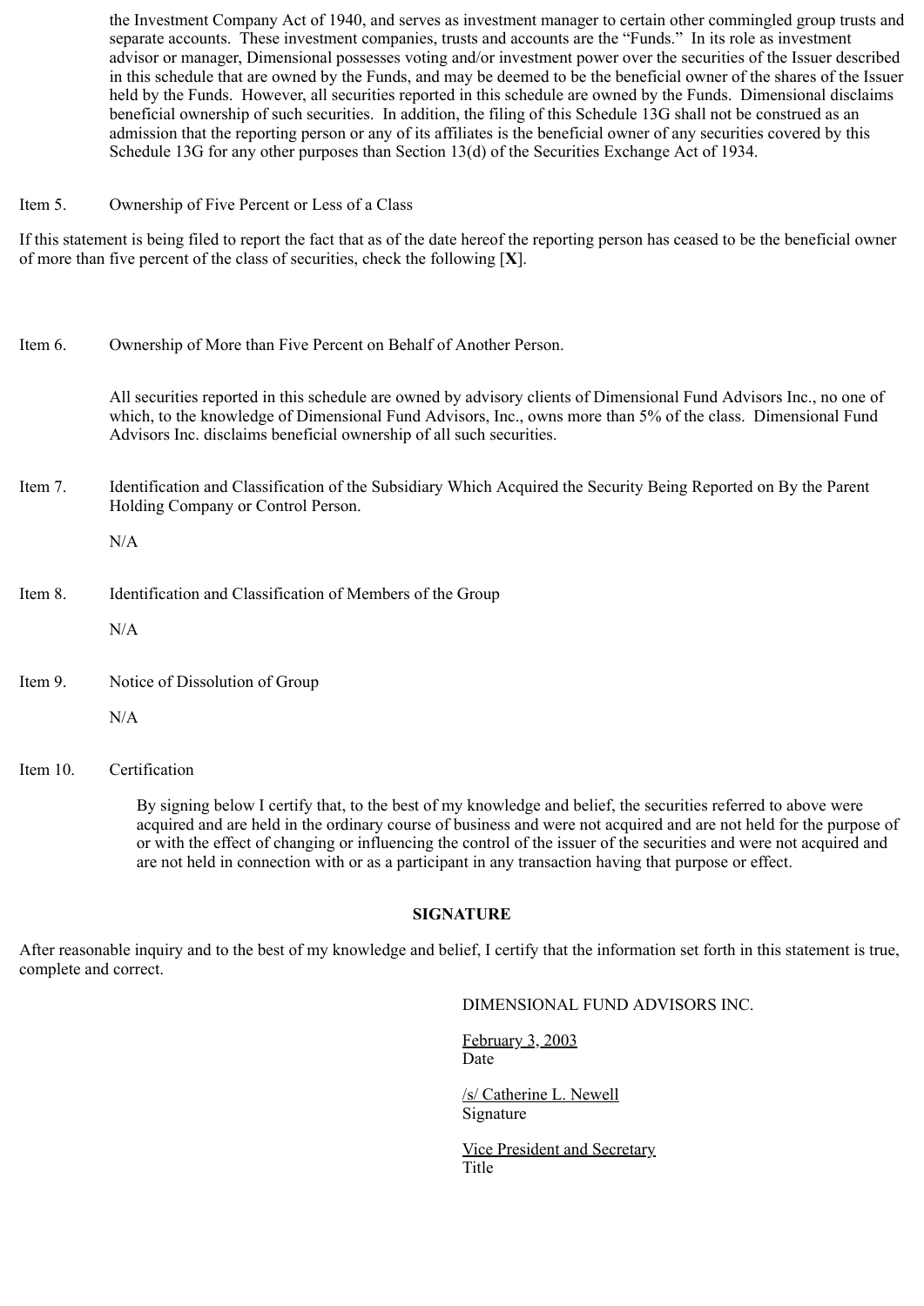the Investment Company Act of 1940, and serves as investment manager to certain other commingled group trusts and separate accounts. These investment companies, trusts and accounts are the "Funds." In its role as investment advisor or manager, Dimensional possesses voting and/or investment power over the securities of the Issuer described in this schedule that are owned by the Funds, and may be deemed to be the beneficial owner of the shares of the Issuer held by the Funds. However, all securities reported in this schedule are owned by the Funds. Dimensional disclaims beneficial ownership of such securities. In addition, the filing of this Schedule 13G shall not be construed as an admission that the reporting person or any of its affiliates is the beneficial owner of any securities covered by this Schedule 13G for any other purposes than Section 13(d) of the Securities Exchange Act of 1934.

Item 5. Ownership of Five Percent or Less of a Class

If this statement is being filed to report the fact that as of the date hereof the reporting person has ceased to be the beneficial owner of more than five percent of the class of securities, check the following [**X**].

Item 6. Ownership of More than Five Percent on Behalf of Another Person.

All securities reported in this schedule are owned by advisory clients of Dimensional Fund Advisors Inc., no one of which, to the knowledge of Dimensional Fund Advisors, Inc., owns more than 5% of the class. Dimensional Fund Advisors Inc. disclaims beneficial ownership of all such securities.

Item 7. Identification and Classification of the Subsidiary Which Acquired the Security Being Reported on By the Parent Holding Company or Control Person.

N/A

Item 8. Identification and Classification of Members of the Group

N/A

Item 9. Notice of Dissolution of Group

N/A

Item 10. Certification

By signing below I certify that, to the best of my knowledge and belief, the securities referred to above were acquired and are held in the ordinary course of business and were not acquired and are not held for the purpose of or with the effect of changing or influencing the control of the issuer of the securities and were not acquired and are not held in connection with or as a participant in any transaction having that purpose or effect.

**SIGNATURE**

After reasonable inquiry and to the best of my knowledge and belief, I certify that the information set forth in this statement is true, complete and correct.

DIMENSIONAL FUND ADVISORS INC.

February 3, 2003
Date

/s/ Catherine L. Newell
Signature

Vice President and Secretary
Title